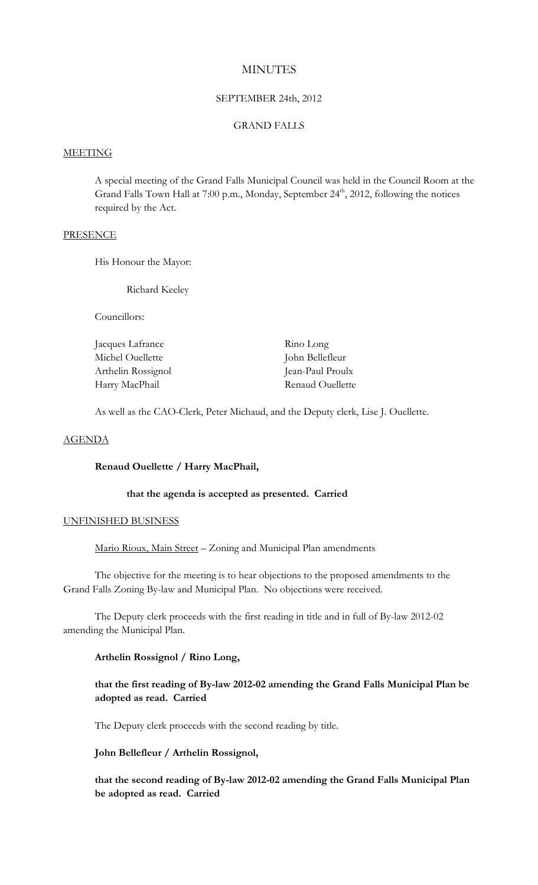# MINUTES

## SEPTEMBER 24th, 2012

## GRAND FALLS

### MEETING

A special meeting of the Grand Falls Municipal Council was held in the Council Room at the Grand Falls Town Hall at 7:00 p.m., Monday, September 24th, 2012, following the notices required by the Act.

### PRESENCE

His Honour the Mayor:

Richard Keeley

Councillors:

| | |
|---|---|
| Jacques Lafrance | Rino Long |
| Michel Ouellette | John Bellefleur |
| Arthelin Rossignol | Jean-Paul Proulx |
| Harry MacPhail | Renaud Ouellette |

As well as the CAO-Clerk, Peter Michaud, and the Deputy clerk, Lise J. Ouellette.

### AGENDA

**Renaud Ouellette / Harry MacPhail,**

**that the agenda is accepted as presented. Carried**

### UNFINISHED BUSINESS

Mario Rioux, Main Street – Zoning and Municipal Plan amendments

The objective for the meeting is to hear objections to the proposed amendments to the Grand Falls Zoning By-law and Municipal Plan. No objections were received.

The Deputy clerk proceeds with the first reading in title and in full of By-law 2012-02 amending the Municipal Plan.

**Arthelin Rossignol / Rino Long,**

**that the first reading of By-law 2012-02 amending the Grand Falls Municipal Plan be adopted as read. Carried**

The Deputy clerk proceeds with the second reading by title.

**John Bellefleur / Arthelin Rossignol,**

**that the second reading of By-law 2012-02 amending the Grand Falls Municipal Plan be adopted as read. Carried**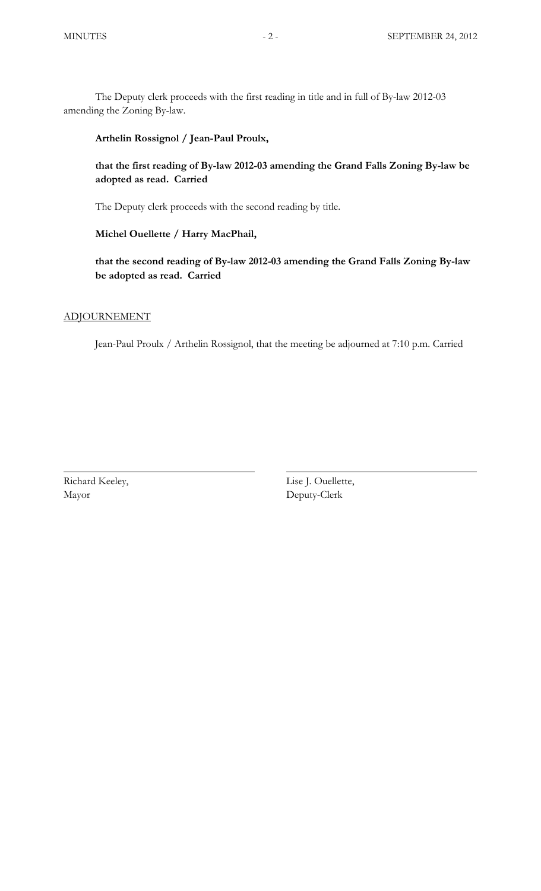The Deputy clerk proceeds with the first reading in title and in full of By-law 2012-03 amending the Zoning By-law.

**Arthelin Rossignol / Jean-Paul Proulx,**

**that the first reading of By-law 2012-03 amending the Grand Falls Zoning By-law be adopted as read. Carried**

The Deputy clerk proceeds with the second reading by title.

**Michel Ouellette / Harry MacPhail,**

**that the second reading of By-law 2012-03 amending the Grand Falls Zoning By-law be adopted as read. Carried**

ADJOURNEMENT

Jean-Paul Proulx / Arthelin Rossignol, that the meeting be adjourned at 7:10 p.m. Carried

Richard Keeley,
Mayor

Lise J. Ouellette,
Deputy-Clerk